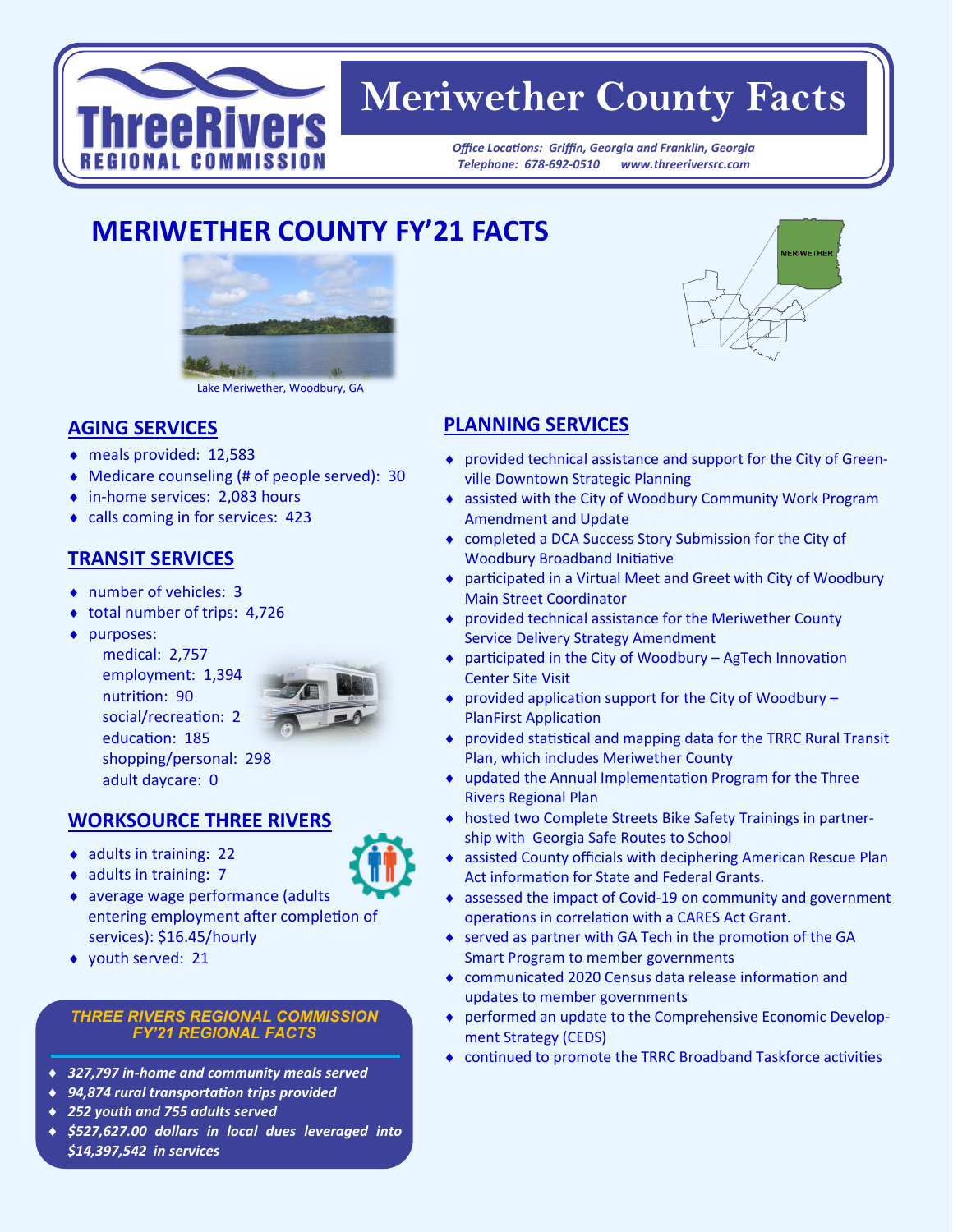# Meriwether County Facts

*Office Locations: Griffin, Georgia and Franklin, Georgia*
*Telephone: 678-692-0510 www.threeriversrc.com*

## MERIWETHER COUNTY FY'21 FACTS

Lake Meriwether, Woodbury, GA

### AGING SERVICES

- meals provided: 12,583
- Medicare counseling (# of people served): 30
- in-home services: 2,083 hours
- calls coming in for services: 423

### TRANSIT SERVICES

- number of vehicles: 3
- total number of trips: 4,726
- purposes:
  - medical: 2,757
  - employment: 1,394
  - nutrition: 90
  - social/recreation: 2
  - education: 185
  - shopping/personal: 298
  - adult daycare: 0

### WORKSOURCE THREE RIVERS

- adults in training: 22
- adults in training: 7
- average wage performance (adults entering employment after completion of services): $16.45/hourly
- youth served: 21

***THREE RIVERS REGIONAL COMMISSION FY'21 REGIONAL FACTS***

- ***327,797 in-home and community meals served***
- ***94,874 rural transportation trips provided***
- ***252 youth and 755 adults served***
- ***$527,627.00 dollars in local dues leveraged into $14,397,542 in services***

### PLANNING SERVICES

- provided technical assistance and support for the City of Greenville Downtown Strategic Planning
- assisted with the City of Woodbury Community Work Program Amendment and Update
- completed a DCA Success Story Submission for the City of Woodbury Broadband Initiative
- participated in a Virtual Meet and Greet with City of Woodbury Main Street Coordinator
- provided technical assistance for the Meriwether County Service Delivery Strategy Amendment
- participated in the City of Woodbury – AgTech Innovation Center Site Visit
- provided application support for the City of Woodbury – PlanFirst Application
- provided statistical and mapping data for the TRRC Rural Transit Plan, which includes Meriwether County
- updated the Annual Implementation Program for the Three Rivers Regional Plan
- hosted two Complete Streets Bike Safety Trainings in partnership with Georgia Safe Routes to School
- assisted County officials with deciphering American Rescue Plan Act information for State and Federal Grants.
- assessed the impact of Covid-19 on community and government operations in correlation with a CARES Act Grant.
- served as partner with GA Tech in the promotion of the GA Smart Program to member governments
- communicated 2020 Census data release information and updates to member governments
- performed an update to the Comprehensive Economic Development Strategy (CEDS)
- continued to promote the TRRC Broadband Taskforce activities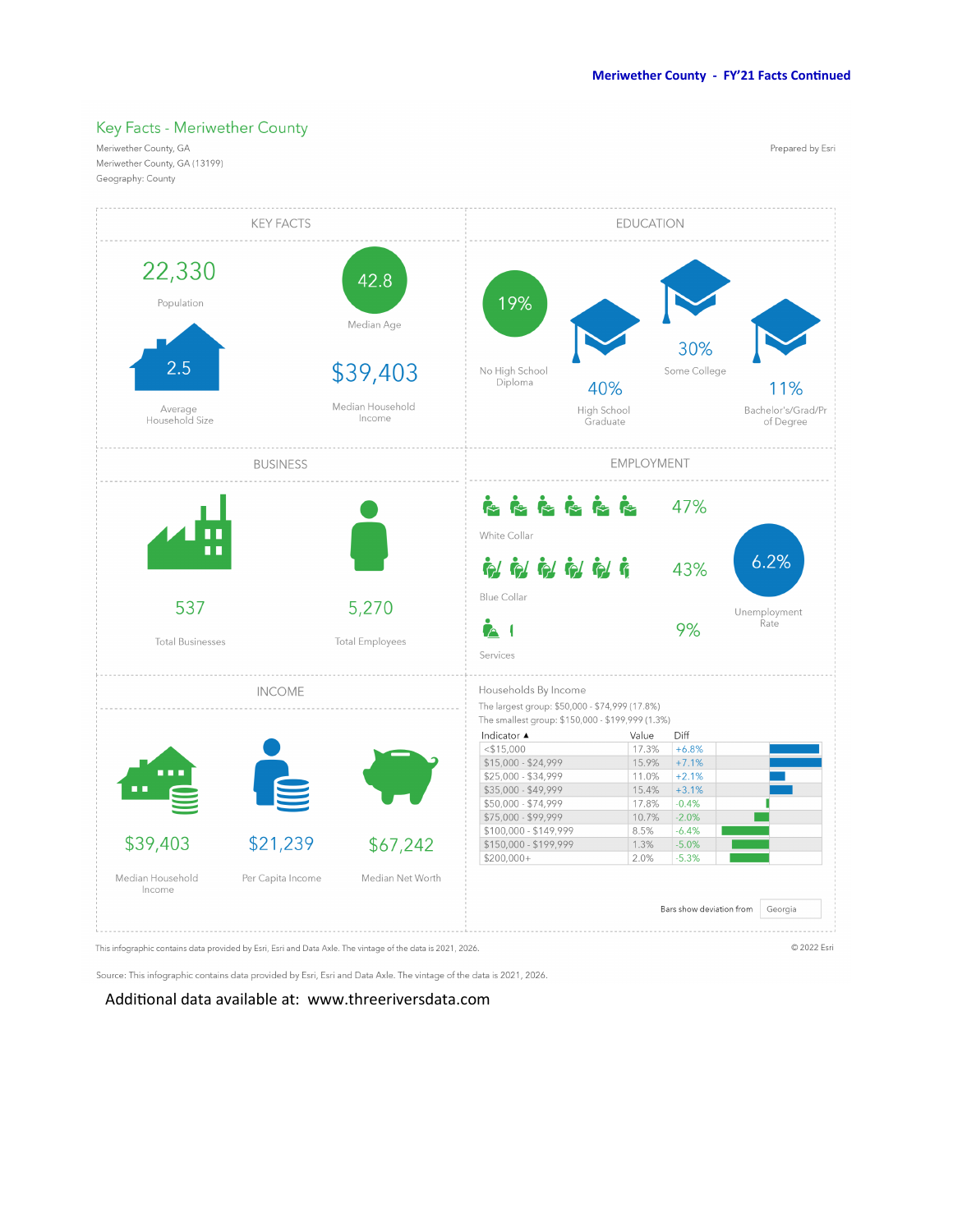Meriwether County - FY'21 Facts Continued

## Key Facts - Meriwether County

Meriwether County, GA
Meriwether County, GA (13199)
Geography: County

Prepared by Esri

### KEY FACTS

22,330
Population

42.8
Median Age

2.5
Average Household Size

$39,403
Median Household Income

### EDUCATION

19%
No High School Diploma

40%
High School Graduate

30%
Some College

11%
Bachelor's/Grad/Prof Degree

### BUSINESS

537
Total Businesses

5,270
Total Employees

### EMPLOYMENT

White Collar 47%

Blue Collar 43%

Services 9%

6.2%
Unemployment Rate

### INCOME

$39,403
Median Household Income

$21,239
Per Capita Income

$67,242
Median Net Worth

### Households By Income

The largest group: $50,000 - $74,999 (17.8%)
The smallest group: $150,000 - $199,999 (1.3%)

| Indicator ▲ | Value | Diff |
|---|---|---|
| <$15,000 | 17.3% | +6.8% |
| $15,000 - $24,999 | 15.9% | +7.1% |
| $25,000 - $34,999 | 11.0% | +2.1% |
| $35,000 - $49,999 | 15.4% | +3.1% |
| $50,000 - $74,999 | 17.8% | -0.4% |
| $75,000 - $99,999 | 10.7% | -2.0% |
| $100,000 - $149,999 | 8.5% | -6.4% |
| $150,000 - $199,999 | 1.3% | -5.0% |
| $200,000+ | 2.0% | -5.3% |

Bars show deviation from Georgia

This infographic contains data provided by Esri, Esri and Data Axle. The vintage of the data is 2021, 2026.

© 2022 Esri

Source: This infographic contains data provided by Esri, Esri and Data Axle. The vintage of the data is 2021, 2026.

Additional data available at: www.threeriversdata.com